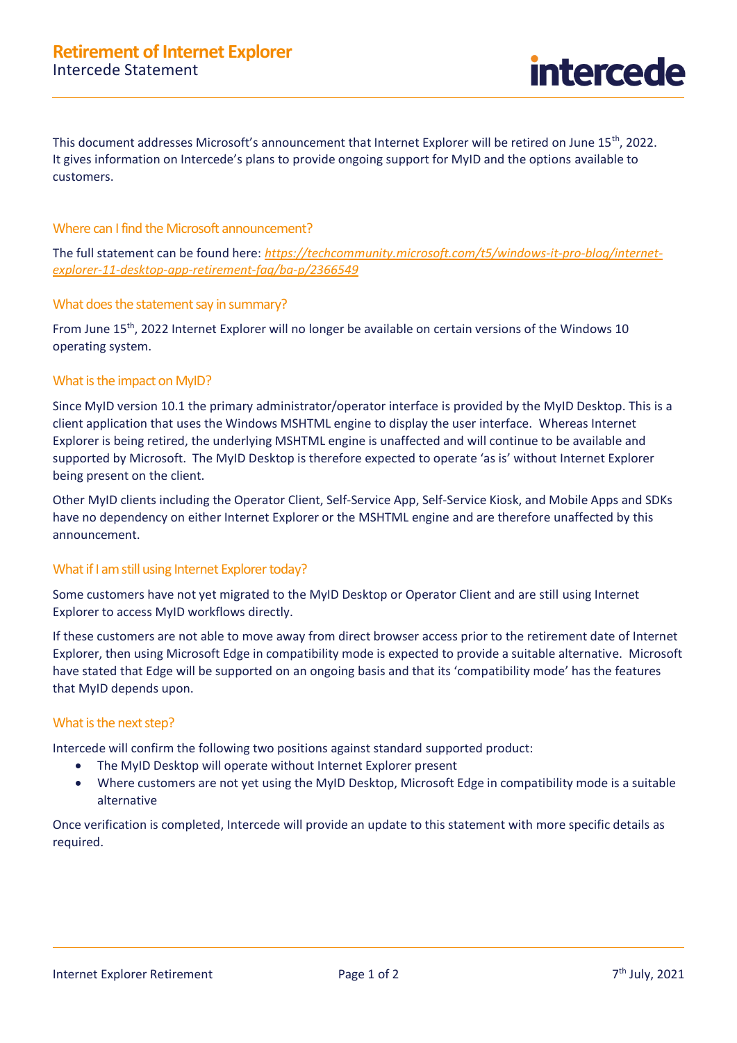# Retirement of Internet Explorer

Intercede Statement

This document addresses Microsoft's announcement that Internet Explorer will be retired on June 15th, 2022. It gives information on Intercede's plans to provide ongoing support for MyID and the options available to customers.

## Where can I find the Microsoft announcement?

The full statement can be found here: *https://techcommunity.microsoft.com/t5/windows-it-pro-blog/internet-explorer-11-desktop-app-retirement-faq/ba-p/2366549*

## What does the statement say in summary?

From June 15th, 2022 Internet Explorer will no longer be available on certain versions of the Windows 10 operating system.

## What is the impact on MyID?

Since MyID version 10.1 the primary administrator/operator interface is provided by the MyID Desktop. This is a client application that uses the Windows MSHTML engine to display the user interface. Whereas Internet Explorer is being retired, the underlying MSHTML engine is unaffected and will continue to be available and supported by Microsoft. The MyID Desktop is therefore expected to operate 'as is' without Internet Explorer being present on the client.

Other MyID clients including the Operator Client, Self-Service App, Self-Service Kiosk, and Mobile Apps and SDKs have no dependency on either Internet Explorer or the MSHTML engine and are therefore unaffected by this announcement.

## What if I am still using Internet Explorer today?

Some customers have not yet migrated to the MyID Desktop or Operator Client and are still using Internet Explorer to access MyID workflows directly.

If these customers are not able to move away from direct browser access prior to the retirement date of Internet Explorer, then using Microsoft Edge in compatibility mode is expected to provide a suitable alternative. Microsoft have stated that Edge will be supported on an ongoing basis and that its 'compatibility mode' has the features that MyID depends upon.

## What is the next step?

Intercede will confirm the following two positions against standard supported product:

- The MyID Desktop will operate without Internet Explorer present
- Where customers are not yet using the MyID Desktop, Microsoft Edge in compatibility mode is a suitable alternative

Once verification is completed, Intercede will provide an update to this statement with more specific details as required.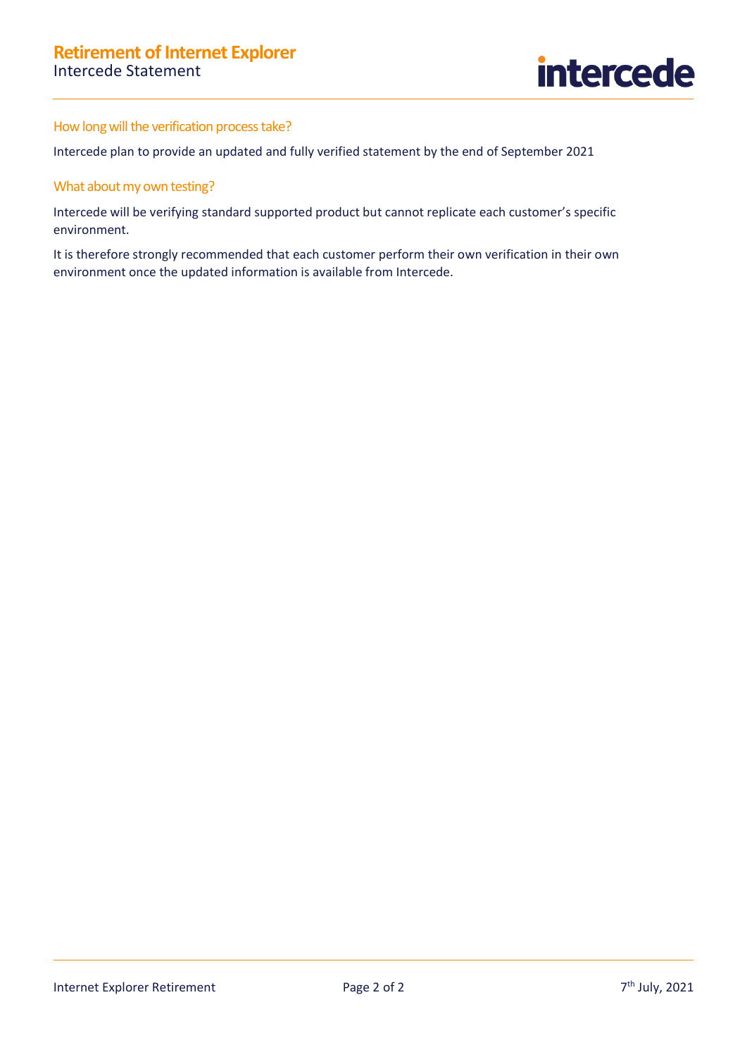## How long will the verification process take?

Intercede plan to provide an updated and fully verified statement by the end of September 2021

## What about my own testing?

Intercede will be verifying standard supported product but cannot replicate each customer's specific environment.

It is therefore strongly recommended that each customer perform their own verification in their own environment once the updated information is available from Intercede.